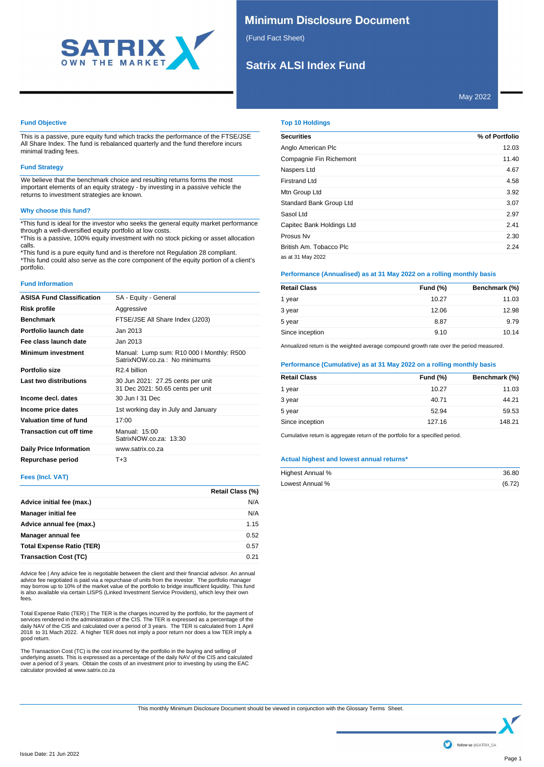# Minimum Disclosure Document

(Fund Fact Sheet)

## Satrix ALSI Index Fund

May 2022

### Fund Objective

This is a passive, pure equity fund which tracks the performance of the FTSE/JSE All Share Index. The fund is rebalanced quarterly and the fund therefore incurs minimal trading fees.

### Fund Strategy

We believe that the benchmark choice and resulting returns forms the most important elements of an equity strategy - by investing in a passive vehicle the returns to investment strategies are known.

### Why choose this fund?

*This fund is ideal for the investor who seeks the general equity market performance through a well-diversified equity portfolio at low costs.
*This is a passive, 100% equity investment with no stock picking or asset allocation calls.
*This fund is a pure equity fund and is therefore not Regulation 28 compliant.
*This fund could also serve as the core component of the equity portion of a client's portfolio.

### Fund Information

| | |
|---|---|
| **ASISA Fund Classification** | SA - Equity - General |
| **Risk profile** | Aggressive |
| **Benchmark** | FTSE/JSE All Share Index (J203) |
| **Portfolio launch date** | Jan 2013 |
| **Fee class launch date** | Jan 2013 |
| **Minimum investment** | Manual: Lump sum: R10 000 I Monthly: R500<br>SatrixNOW.co.za : No minimums |
| **Portfolio size** | R2.4 billion |
| **Last two distributions** | 30 Jun 2021: 27.25 cents per unit<br>31 Dec 2021: 50.65 cents per unit |
| **Income decl. dates** | 30 Jun I 31 Dec |
| **Income price dates** | 1st working day in July and January |
| **Valuation time of fund** | 17:00 |
| **Transaction cut off time** | Manual: 15:00<br>SatrixNOW.co.za: 13:30 |
| **Daily Price Information** | www.satrix.co.za |
| **Repurchase period** | T+3 |

### Fees (Incl. VAT)

| | Retail Class (%) |
|---|---|
| **Advice initial fee (max.)** | N/A |
| **Manager initial fee** | N/A |
| **Advice annual fee (max.)** | 1.15 |
| **Manager annual fee** | 0.52 |
| **Total Expense Ratio (TER)** | 0.57 |
| **Transaction Cost (TC)** | 0.21 |

Advice fee | Any advice fee is negotiable between the client and their financial advisor. An annual advice fee negotiated is paid via a repurchase of units from the investor. The portfolio manager may borrow up to 10% of the market value of the portfolio to bridge insufficient liquidity. This fund is also available via certain LISPS (Linked Investment Service Providers), which levy their own fees.

Total Expense Ratio (TER) | The TER is the charges incurred by the portfolio, for the payment of services rendered in the administration of the CIS. The TER is expressed as a percentage of the daily NAV of the CIS and calculated over a period of 3 years. The TER is calculated from 1 April 2018 to 31 Mach 2022. A higher TER does not imply a poor return nor does a low TER imply a good return.

The Transaction Cost (TC) is the cost incurred by the portfolio in the buying and selling of underlying assets. This is expressed as a percentage of the daily NAV of the CIS and calculated over a period of 3 years. Obtain the costs of an investment prior to investing by using the EAC calculator provided at www.satrix.co.za

### Top 10 Holdings

| Securities | % of Portfolio |
|---|---|
| Anglo American Plc | 12.03 |
| Compagnie Fin Richemont | 11.40 |
| Naspers Ltd | 4.67 |
| Firstrand Ltd | 4.58 |
| Mtn Group Ltd | 3.92 |
| Standard Bank Group Ltd | 3.07 |
| Sasol Ltd | 2.97 |
| Capitec Bank Holdings Ltd | 2.41 |
| Prosus Nv | 2.30 |
| British Am. Tobacco Plc | 2.24 |

as at 31 May 2022

### Performance (Annualised) as at 31 May 2022 on a rolling monthly basis

| Retail Class | Fund (%) | Benchmark (%) |
|---|---|---|
| 1 year | 10.27 | 11.03 |
| 3 year | 12.06 | 12.98 |
| 5 year | 8.87 | 9.79 |
| Since inception | 9.10 | 10.14 |

Annualized return is the weighted average compound growth rate over the period measured.

### Performance (Cumulative) as at 31 May 2022 on a rolling monthly basis

| Retail Class | Fund (%) | Benchmark (%) |
|---|---|---|
| 1 year | 10.27 | 11.03 |
| 3 year | 40.71 | 44.21 |
| 5 year | 52.94 | 59.53 |
| Since inception | 127.16 | 148.21 |

Cumulative return is aggregate return of the portfolio for a specified period.

### Actual highest and lowest annual returns*

| | |
|---|---|
| Highest Annual % | 36.80 |
| Lowest Annual % | (6.72) |

This monthly Minimum Disclosure Document should be viewed in conjunction with the Glossary Terms Sheet.

Issue Date: 21 Jun 2022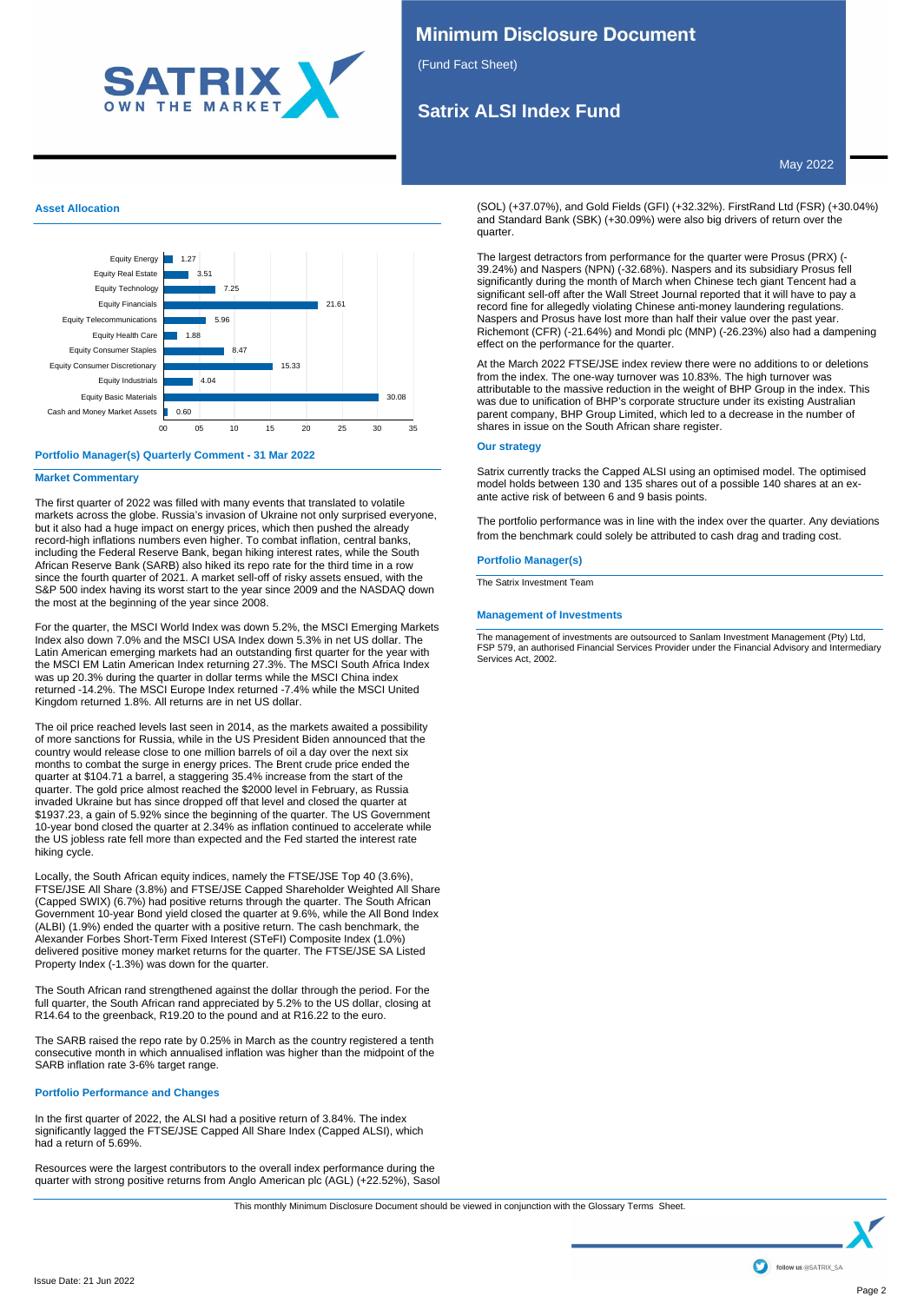# Minimum Disclosure Document

(Fund Fact Sheet)

## Satrix ALSI Index Fund

May 2022

### Asset Allocation

| Asset Class | % |
|---|---|
| Equity Energy | 1.27 |
| Equity Real Estate | 3.51 |
| Equity Technology | 7.25 |
| Equity Financials | 21.61 |
| Equity Telecommunications | 5.96 |
| Equity Health Care | 1.88 |
| Equity Consumer Staples | 8.47 |
| Equity Consumer Discretionary | 15.33 |
| Equity Industrials | 4.04 |
| Equity Basic Materials | 30.08 |
| Cash and Money Market Assets | 0.60 |

### Portfolio Manager(s) Quarterly Comment - 31 Mar 2022

### Market Commentary

The first quarter of 2022 was filled with many events that translated to volatile markets across the globe. Russia's invasion of Ukraine not only surprised everyone, but it also had a huge impact on energy prices, which then pushed the already record-high inflations numbers even higher. To combat inflation, central banks, including the Federal Reserve Bank, began hiking interest rates, while the South African Reserve Bank (SARB) also hiked its repo rate for the third time in a row since the fourth quarter of 2021. A market sell-off of risky assets ensued, with the S&P 500 index having its worst start to the year since 2009 and the NASDAQ down the most at the beginning of the year since 2008.

For the quarter, the MSCI World Index was down 5.2%, the MSCI Emerging Markets Index also down 7.0% and the MSCI USA Index down 5.3% in net US dollar. The Latin American emerging markets had an outstanding first quarter for the year with the MSCI EM Latin American Index returning 27.3%. The MSCI South Africa Index was up 20.3% during the quarter in dollar terms while the MSCI China index returned -14.2%. The MSCI Europe Index returned -7.4% while the MSCI United Kingdom returned 1.8%. All returns are in net US dollar.

The oil price reached levels last seen in 2014, as the markets awaited a possibility of more sanctions for Russia, while in the US President Biden announced that the country would release close to one million barrels of oil a day over the next six months to combat the surge in energy prices. The Brent crude price ended the quarter at $104.71 a barrel, a staggering 35.4% increase from the start of the quarter. The gold price almost reached the $2000 level in February, as Russia invaded Ukraine but has since dropped off that level and closed the quarter at $1937.23, a gain of 5.92% since the beginning of the quarter. The US Government 10-year bond closed the quarter at 2.34% as inflation continued to accelerate while the US jobless rate fell more than expected and the Fed started the interest rate hiking cycle.

Locally, the South African equity indices, namely the FTSE/JSE Top 40 (3.6%), FTSE/JSE All Share (3.8%) and FTSE/JSE Capped Shareholder Weighted All Share (Capped SWIX) (6.7%) had positive returns through the quarter. The South African Government 10-year Bond yield closed the quarter at 9.6%, while the All Bond Index (ALBI) (1.9%) ended the quarter with a positive return. The cash benchmark, the Alexander Forbes Short-Term Fixed Interest (STeFI) Composite Index (1.0%) delivered positive money market returns for the quarter. The FTSE/JSE SA Listed Property Index (-1.3%) was down for the quarter.

The South African rand strengthened against the dollar through the period. For the full quarter, the South African rand appreciated by 5.2% to the US dollar, closing at R14.64 to the greenback, R19.20 to the pound and at R16.22 to the euro.

The SARB raised the repo rate by 0.25% in March as the country registered a tenth consecutive month in which annualised inflation was higher than the midpoint of the SARB inflation rate 3-6% target range.

### Portfolio Performance and Changes

In the first quarter of 2022, the ALSI had a positive return of 3.84%. The index significantly lagged the FTSE/JSE Capped All Share Index (Capped ALSI), which had a return of 5.69%.

Resources were the largest contributors to the overall index performance during the quarter with strong positive returns from Anglo American plc (AGL) (+22.52%), Sasol (SOL) (+37.07%), and Gold Fields (GFI) (+32.32%). FirstRand Ltd (FSR) (+30.04%) and Standard Bank (SBK) (+30.09%) were also big drivers of return over the quarter.

The largest detractors from performance for the quarter were Prosus (PRX) (-39.24%) and Naspers (NPN) (-32.68%). Naspers and its subsidiary Prosus fell significantly during the month of March when Chinese tech giant Tencent had a significant sell-off after the Wall Street Journal reported that it will have to pay a record fine for allegedly violating Chinese anti-money laundering regulations. Naspers and Prosus have lost more than half their value over the past year. Richemont (CFR) (-21.64%) and Mondi plc (MNP) (-26.23%) also had a dampening effect on the performance for the quarter.

At the March 2022 FTSE/JSE index review there were no additions to or deletions from the index. The one-way turnover was 10.83%. The high turnover was attributable to the massive reduction in the weight of BHP Group in the index. This was due to unification of BHP's corporate structure under its existing Australian parent company, BHP Group Limited, which led to a decrease in the number of shares in issue on the South African share register.

### Our strategy

Satrix currently tracks the Capped ALSI using an optimised model. The optimised model holds between 130 and 135 shares out of a possible 140 shares at an ex-ante active risk of between 6 and 9 basis points.

The portfolio performance was in line with the index over the quarter. Any deviations from the benchmark could solely be attributed to cash drag and trading cost.

### Portfolio Manager(s)

The Satrix Investment Team

### Management of Investments

The management of investments are outsourced to Sanlam Investment Management (Pty) Ltd, FSP 579, an authorised Financial Services Provider under the Financial Advisory and Intermediary Services Act, 2002.

This monthly Minimum Disclosure Document should be viewed in conjunction with the Glossary Terms Sheet.

Issue Date: 21 Jun 2022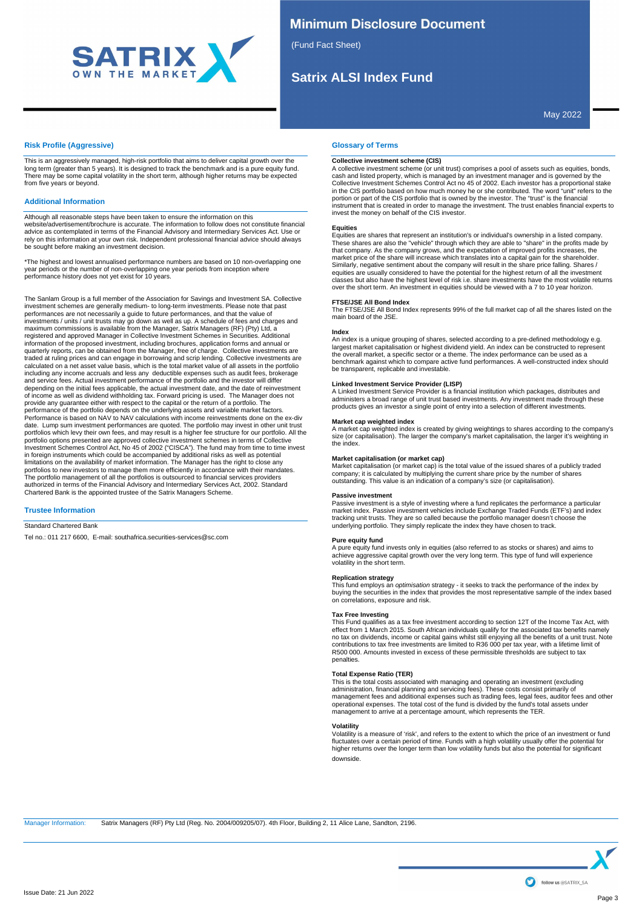# Minimum Disclosure Document

(Fund Fact Sheet)

## Satrix ALSI Index Fund

May 2022

### Risk Profile (Aggressive)

This is an aggressively managed, high-risk portfolio that aims to deliver capital growth over the long term (greater than 5 years). It is designed to track the benchmark and is a pure equity fund. There may be some capital volatility in the short term, although higher returns may be expected from five years or beyond.

### Additional Information

Although all reasonable steps have been taken to ensure the information on this website/advertisement/brochure is accurate. The information to follow does not constitute financial advice as contemplated in terms of the Financial Advisory and Intermediary Services Act. Use or rely on this information at your own risk. Independent professional financial advice should always be sought before making an investment decision.

*The highest and lowest annualised performance numbers are based on 10 non-overlapping one year periods or the number of non-overlapping one year periods from inception where performance history does not yet exist for 10 years.

The Sanlam Group is a full member of the Association for Savings and Investment SA. Collective investment schemes are generally medium- to long-term investments. Please note that past performances are not necessarily a guide to future performances, and that the value of investments / units / unit trusts may go down as well as up. A schedule of fees and charges and maximum commissions is available from the Manager, Satrix Managers (RF) (Pty) Ltd, a registered and approved Manager in Collective Investment Schemes in Securities. Additional information of the proposed investment, including brochures, application forms and annual or quarterly reports, can be obtained from the Manager, free of charge. Collective investments are traded at ruling prices and can engage in borrowing and scrip lending. Collective investments are calculated on a net asset value basis, which is the total market value of all assets in the portfolio including any income accruals and less any deductible expenses such as audit fees, brokerage and service fees. Actual investment performance of the portfolio and the investor will differ depending on the initial fees applicable, the actual investment date, and the date of reinvestment of income as well as dividend withholding tax. Forward pricing is used. The Manager does not provide any guarantee either with respect to the capital or the return of a portfolio. The performance of the portfolio depends on the underlying assets and variable market factors. Performance is based on NAV to NAV calculations with income reinvestments done on the ex-div date. Lump sum investment performances are quoted. The portfolio may invest in other unit trust portfolios which levy their own fees, and may result is a higher fee structure for our portfolio. All the portfolio options presented are approved collective investment schemes in terms of Collective Investment Schemes Control Act, No 45 of 2002 ("CISCA"). The fund may from time to time invest in foreign instruments which could be accompanied by additional risks as well as potential limitations on the availability of market information. The Manager has the right to close any portfolios to new investors to manage them more efficiently in accordance with their mandates. The portfolio management of all the portfolios is outsourced to financial services providers authorized in terms of the Financial Advisory and Intermediary Services Act, 2002. Standard Chartered Bank is the appointed trustee of the Satrix Managers Scheme.

### Trustee Information

Standard Chartered Bank

Tel no.: 011 217 6600, E-mail: southafrica.securities-services@sc.com

### Glossary of Terms

**Collective investment scheme (CIS)**
A collective investment scheme (or unit trust) comprises a pool of assets such as equities, bonds, cash and listed property, which is managed by an investment manager and is governed by the Collective Investment Schemes Control Act no 45 of 2002. Each investor has a proportional stake in the CIS portfolio based on how much money he or she contributed. The word "unit" refers to the portion or part of the CIS portfolio that is owned by the investor. The "trust" is the financial instrument that is created in order to manage the investment. The trust enables financial experts to invest the money on behalf of the CIS investor.

**Equities**
Equities are shares that represent an institution's or individual's ownership in a listed company. These shares are also the "vehicle" through which they are able to "share" in the profits made by that company. As the company grows, and the expectation of improved profits increases, the market price of the share will increase which translates into a capital gain for the shareholder. Similarly, negative sentiment about the company will result in the share price falling. Shares / equities are usually considered to have the potential for the highest return of all the investment classes but also have the highest level of risk i.e. share investments have the most volatile returns over the short term. An investment in equities should be viewed with a 7 to 10 year horizon.

**FTSE/JSE All Bond Index**
The FTSE/JSE All Bond Index represents 99% of the full market cap of all the shares listed on the main board of the JSE.

**Index**
An index is a unique grouping of shares, selected according to a pre-defined methodology e.g. largest market capitalisation or highest dividend yield. An index can be constructed to represent the overall market, a specific sector or a theme. The index performance can be used as a benchmark against which to compare active fund performances. A well-constructed index should be transparent, replicable and investable.

**Linked Investment Service Provider (LISP)**
A Linked Investment Service Provider is a financial institution which packages, distributes and administers a broad range of unit trust based investments. Any investment made through these products gives an investor a single point of entry into a selection of different investments.

**Market cap weighted index**
A market cap weighted index is created by giving weightings to shares according to the company's size (or capitalisation). The larger the company's market capitalisation, the larger it's weighting in the index.

**Market capitalisation (or market cap)**
Market capitalisation (or market cap) is the total value of the issued shares of a publicly traded company; it is calculated by multiplying the current share price by the number of shares outstanding. This value is an indication of a company's size (or capitalisation).

**Passive investment**
Passive investment is a style of investing where a fund replicates the performance a particular market index. Passive investment vehicles include Exchange Traded Funds (ETF's) and index tracking unit trusts. They are so called because the portfolio manager doesn't choose the underlying portfolio. They simply replicate the index they have chosen to track.

**Pure equity fund**
A pure equity fund invests only in equities (also referred to as stocks or shares) and aims to achieve aggressive capital growth over the very long term. This type of fund will experience volatility in the short term.

**Replication strategy**
This fund employs an *optimisation* strategy - it seeks to track the performance of the index by buying the securities in the index that provides the most representative sample of the index based on correlations, exposure and risk.

**Tax Free Investing**
This Fund qualifies as a tax free investment according to section 12T of the Income Tax Act, with effect from 1 March 2015. South African individuals qualify for the associated tax benefits namely no tax on dividends, income or capital gains whilst still enjoying all the benefits of a unit trust. Note contributions to tax free investments are limited to R36 000 per tax year, with a lifetime limit of R500 000. Amounts invested in excess of these permissible thresholds are subject to tax penalties.

**Total Expense Ratio (TER)**
This is the total costs associated with managing and operating an investment (excluding administration, financial planning and servicing fees). These costs consist primarily of management fees and additional expenses such as trading fees, legal fees, auditor fees and other operational expenses. The total cost of the fund is divided by the fund's total assets under management to arrive at a percentage amount, which represents the TER.

**Volatility**
Volatility is a measure of 'risk', and refers to the extent to which the price of an investment or fund fluctuates over a certain period of time. Funds with a high volatility usually offer the potential for higher returns over the longer term than low volatility funds but also the potential for significant downside.

Manager Information: Satrix Managers (RF) Pty Ltd (Reg. No. 2004/009205/07). 4th Floor, Building 2, 11 Alice Lane, Sandton, 2196.

Issue Date: 21 Jun 2022